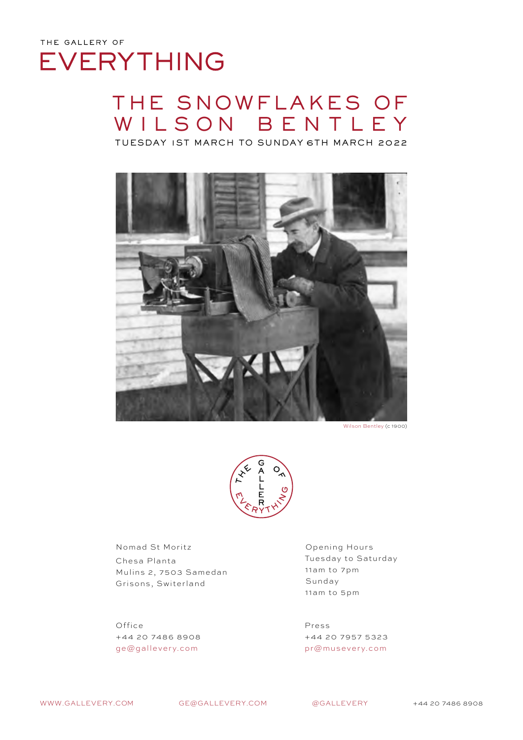THE GALLERY OF

# EVERYTHING

## THE SNOWFLAKES OF WILSON BENTLEY

TUESDAY 1ST MARCH TO SUNDAY 6TH MARCH 2022

Wilson Bentley (c 1900)

Nomad St Moritz

Chesa Planta
Mulins 2, 7503 Samedan
Grisons, Switerland

Opening Hours
Tuesday to Saturday
11am to 7pm
Sunday
11am to 5pm

Office
+44 20 7486 8908
ge@gallevery.com

Press
+44 20 7957 5323
pr@musevery.com

WWW.GALLEVERY.COM GE@GALLEVERY.COM @GALLEVERY +44 20 7486 8908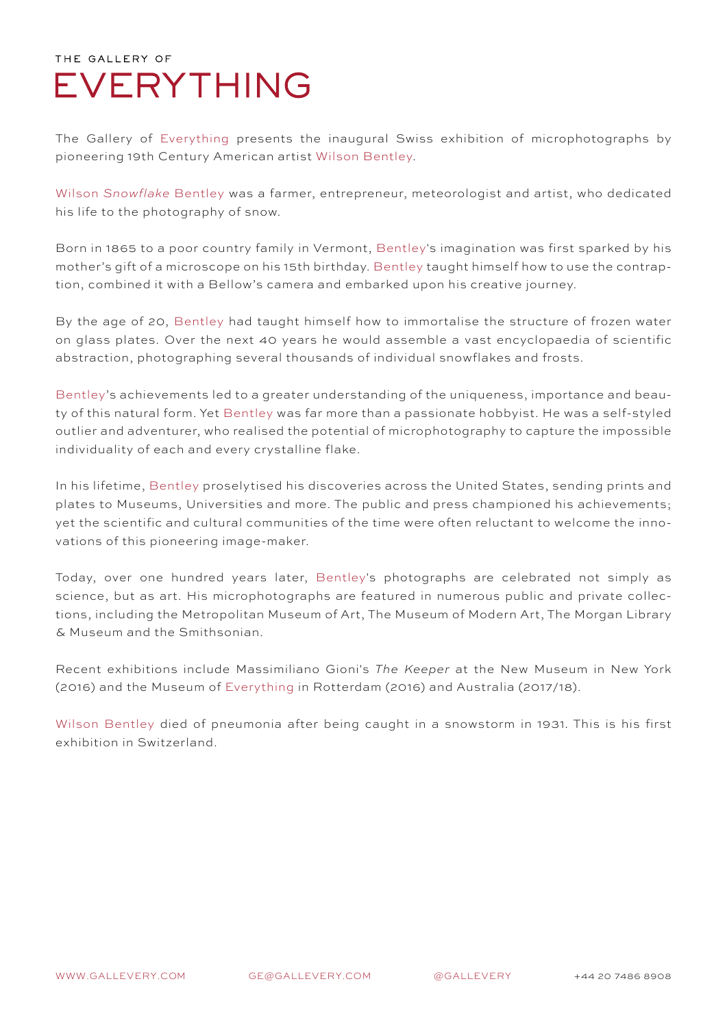THE GALLERY OF

# EVERYTHING

The Gallery of Everything presents the inaugural Swiss exhibition of microphotographs by pioneering 19th Century American artist Wilson Bentley.

Wilson *Snowflake* Bentley was a farmer, entrepreneur, meteorologist and artist, who dedicated his life to the photography of snow.

Born in 1865 to a poor country family in Vermont, Bentley's imagination was first sparked by his mother's gift of a microscope on his 15th birthday. Bentley taught himself how to use the contraption, combined it with a Bellow's camera and embarked upon his creative journey.

By the age of 20, Bentley had taught himself how to immortalise the structure of frozen water on glass plates. Over the next 40 years he would assemble a vast encyclopaedia of scientific abstraction, photographing several thousands of individual snowflakes and frosts.

Bentley's achievements led to a greater understanding of the uniqueness, importance and beauty of this natural form. Yet Bentley was far more than a passionate hobbyist. He was a self-styled outlier and adventurer, who realised the potential of microphotography to capture the impossible individuality of each and every crystalline flake.

In his lifetime, Bentley proselytised his discoveries across the United States, sending prints and plates to Museums, Universities and more. The public and press championed his achievements; yet the scientific and cultural communities of the time were often reluctant to welcome the innovations of this pioneering image-maker.

Today, over one hundred years later, Bentley's photographs are celebrated not simply as science, but as art. His microphotographs are featured in numerous public and private collections, including the Metropolitan Museum of Art, The Museum of Modern Art, The Morgan Library & Museum and the Smithsonian.

Recent exhibitions include Massimiliano Gioni's *The Keeper* at the New Museum in New York (2016) and the Museum of Everything in Rotterdam (2016) and Australia (2017/18).

Wilson Bentley died of pneumonia after being caught in a snowstorm in 1931. This is his first exhibition in Switzerland.

WWW.GALLEVERY.COM GE@GALLEVERY.COM @GALLEVERY +44 20 7486 8908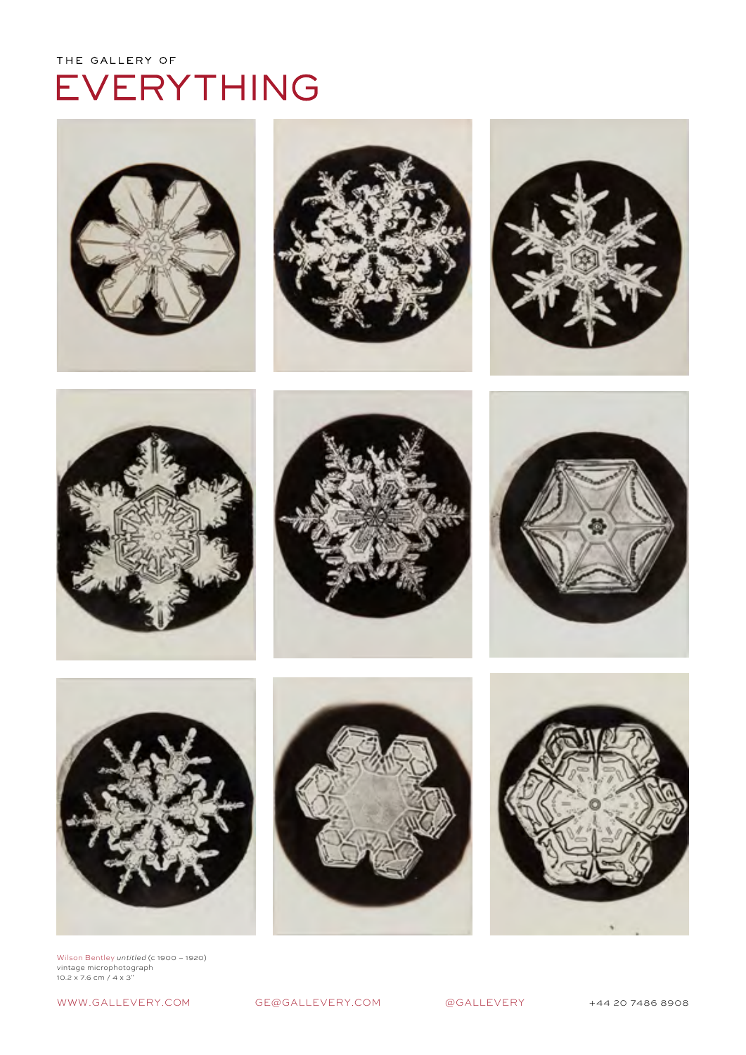Wilson Bentley *untitled* (c 1900 – 1920)
vintage microphotograph
10.2 x 7.6 cm / 4 x 3"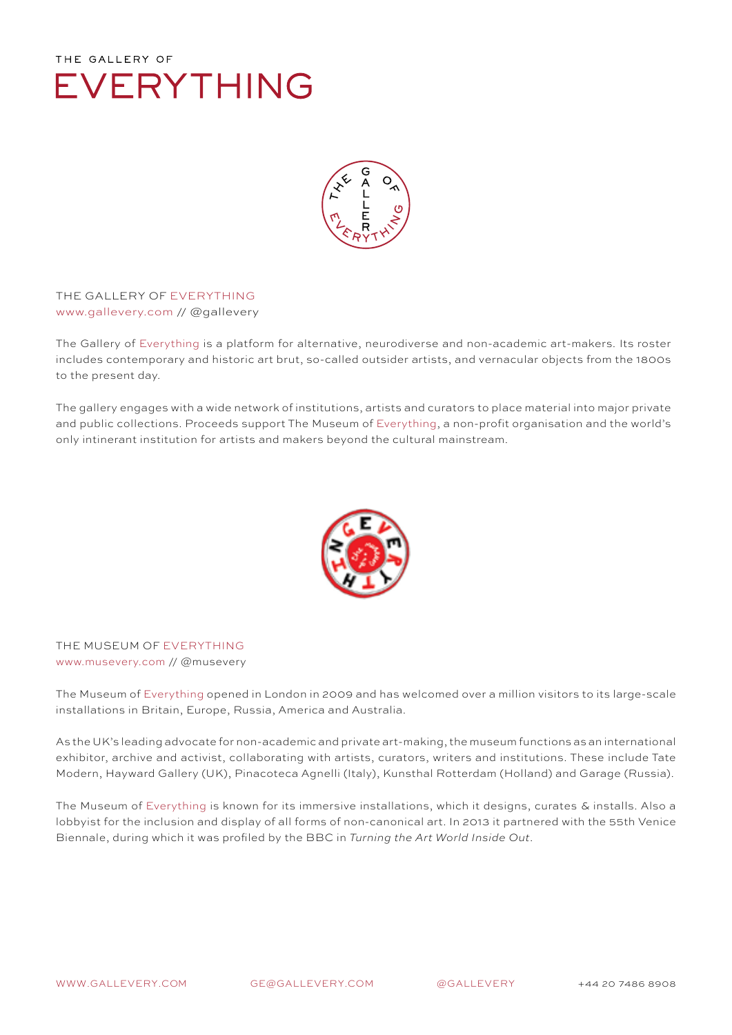THE GALLERY OF
# EVERYTHING

## THE GALLERY OF EVERYTHING

www.gallevery.com // @gallevery

The Gallery of Everything is a platform for alternative, neurodiverse and non-academic art-makers. Its roster includes contemporary and historic art brut, so-called outsider artists, and vernacular objects from the 1800s to the present day.

The gallery engages with a wide network of institutions, artists and curators to place material into major private and public collections. Proceeds support The Museum of Everything, a non-profit organisation and the world's only itinerant institution for artists and makers beyond the cultural mainstream.

## THE MUSEUM OF EVERYTHING

www.musevery.com // @musevery

The Museum of Everything opened in London in 2009 and has welcomed over a million visitors to its large-scale installations in Britain, Europe, Russia, America and Australia.

As the UK's leading advocate for non-academic and private art-making, the museum functions as an international exhibitor, archive and activist, collaborating with artists, curators, writers and institutions. These include Tate Modern, Hayward Gallery (UK), Pinacoteca Agnelli (Italy), Kunsthal Rotterdam (Holland) and Garage (Russia).

The Museum of Everything is known for its immersive installations, which it designs, curates & installs. Also a lobbyist for the inclusion and display of all forms of non-canonical art. In 2013 it partnered with the 55th Venice Biennale, during which it was profiled by the BBC in *Turning the Art World Inside Out*.

WWW.GALLEVERY.COM GE@GALLEVERY.COM @GALLEVERY +44 20 7486 8908